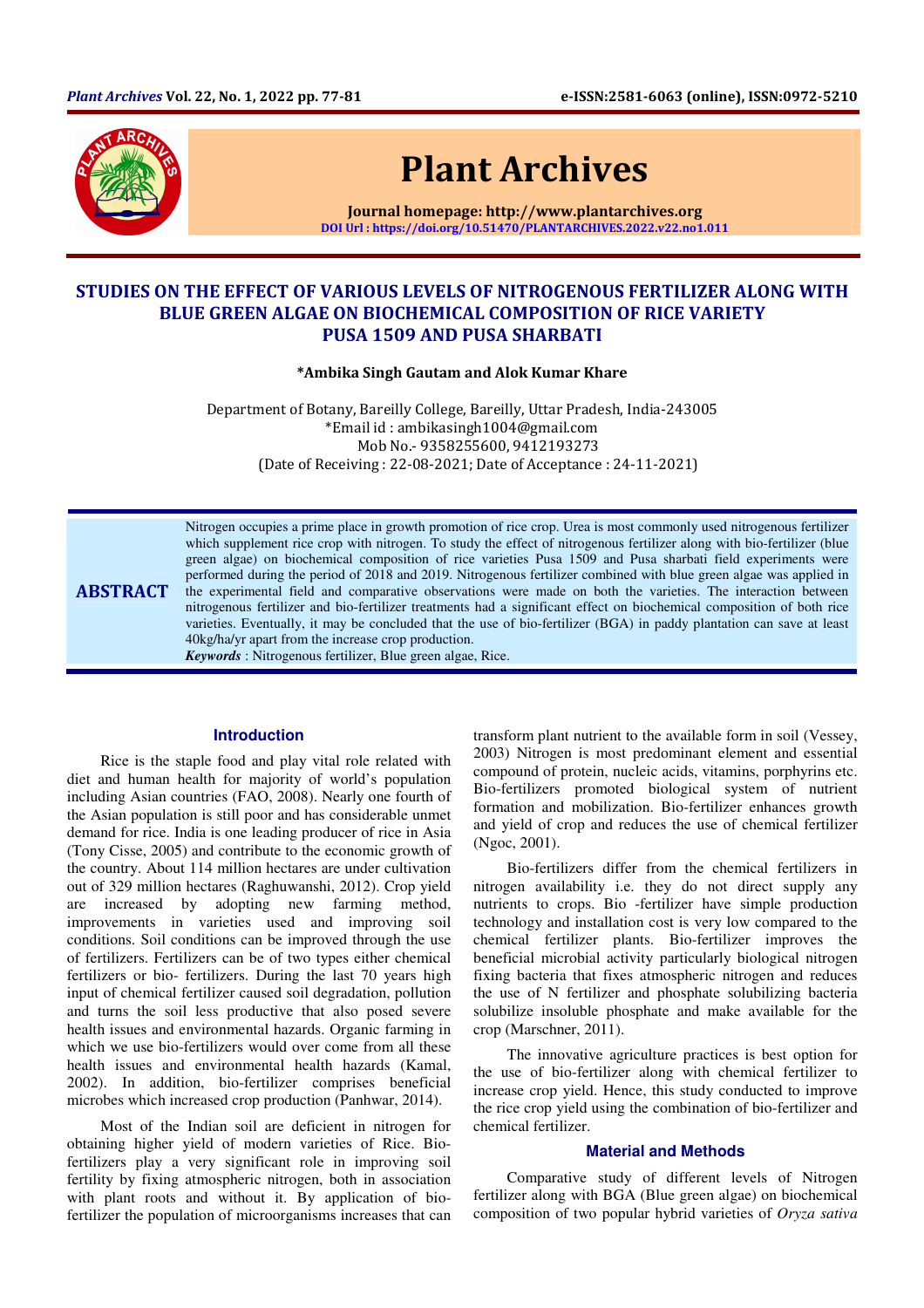# Plant Archives

Journal homepage: http://www.plantarchives.org
DOI Url : https://doi.org/10.51470/PLANTARCHIVES.2022.v22.no1.011

## STUDIES ON THE EFFECT OF VARIOUS LEVELS OF NITROGENOUS FERTILIZER ALONG WITH BLUE GREEN ALGAE ON BIOCHEMICAL COMPOSITION OF RICE VARIETY PUSA 1509 AND PUSA SHARBATI

**\*Ambika Singh Gautam and Alok Kumar Khare**

Department of Botany, Bareilly College, Bareilly, Uttar Pradesh, India-243005
\*Email id : ambikasingh1004@gmail.com
Mob No.- 9358255600, 9412193273
(Date of Receiving : 22-08-2021; Date of Acceptance : 24-11-2021)

## ABSTRACT

Nitrogen occupies a prime place in growth promotion of rice crop. Urea is most commonly used nitrogenous fertilizer which supplement rice crop with nitrogen. To study the effect of nitrogenous fertilizer along with bio-fertilizer (blue green algae) on biochemical composition of rice varieties Pusa 1509 and Pusa sharbati field experiments were performed during the period of 2018 and 2019. Nitrogenous fertilizer combined with blue green algae was applied in the experimental field and comparative observations were made on both the varieties. The interaction between nitrogenous fertilizer and bio-fertilizer treatments had a significant effect on biochemical composition of both rice varieties. Eventually, it may be concluded that the use of bio-fertilizer (BGA) in paddy plantation can save at least 40kg/ha/yr apart from the increase crop production.

***Keywords*** : Nitrogenous fertilizer, Blue green algae, Rice.

## Introduction

Rice is the staple food and play vital role related with diet and human health for majority of world's population including Asian countries (FAO, 2008). Nearly one fourth of the Asian population is still poor and has considerable unmet demand for rice. India is one leading producer of rice in Asia (Tony Cisse, 2005) and contribute to the economic growth of the country. About 114 million hectares are under cultivation out of 329 million hectares (Raghuwanshi, 2012). Crop yield are increased by adopting new farming method, improvements in varieties used and improving soil conditions. Soil conditions can be improved through the use of fertilizers. Fertilizers can be of two types either chemical fertilizers or bio- fertilizers. During the last 70 years high input of chemical fertilizer caused soil degradation, pollution and turns the soil less productive that also posed severe health issues and environmental hazards. Organic farming in which we use bio-fertilizers would over come from all these health issues and environmental health hazards (Kamal, 2002). In addition, bio-fertilizer comprises beneficial microbes which increased crop production (Panhwar, 2014).

Most of the Indian soil are deficient in nitrogen for obtaining higher yield of modern varieties of Rice. Bio-fertilizers play a very significant role in improving soil fertility by fixing atmospheric nitrogen, both in association with plant roots and without it. By application of bio-fertilizer the population of microorganisms increases that can transform plant nutrient to the available form in soil (Vessey, 2003) Nitrogen is most predominant element and essential compound of protein, nucleic acids, vitamins, porphyrins etc. Bio-fertilizers promoted biological system of nutrient formation and mobilization. Bio-fertilizer enhances growth and yield of crop and reduces the use of chemical fertilizer (Ngoc, 2001).

Bio-fertilizers differ from the chemical fertilizers in nitrogen availability i.e. they do not direct supply any nutrients to crops. Bio -fertilizer have simple production technology and installation cost is very low compared to the chemical fertilizer plants. Bio-fertilizer improves the beneficial microbial activity particularly biological nitrogen fixing bacteria that fixes atmospheric nitrogen and reduces the use of N fertilizer and phosphate solubilizing bacteria solubilize insoluble phosphate and make available for the crop (Marschner, 2011).

The innovative agriculture practices is best option for the use of bio-fertilizer along with chemical fertilizer to increase crop yield. Hence, this study conducted to improve the rice crop yield using the combination of bio-fertilizer and chemical fertilizer.

## Material and Methods

Comparative study of different levels of Nitrogen fertilizer along with BGA (Blue green algae) on biochemical composition of two popular hybrid varieties of *Oryza sativa*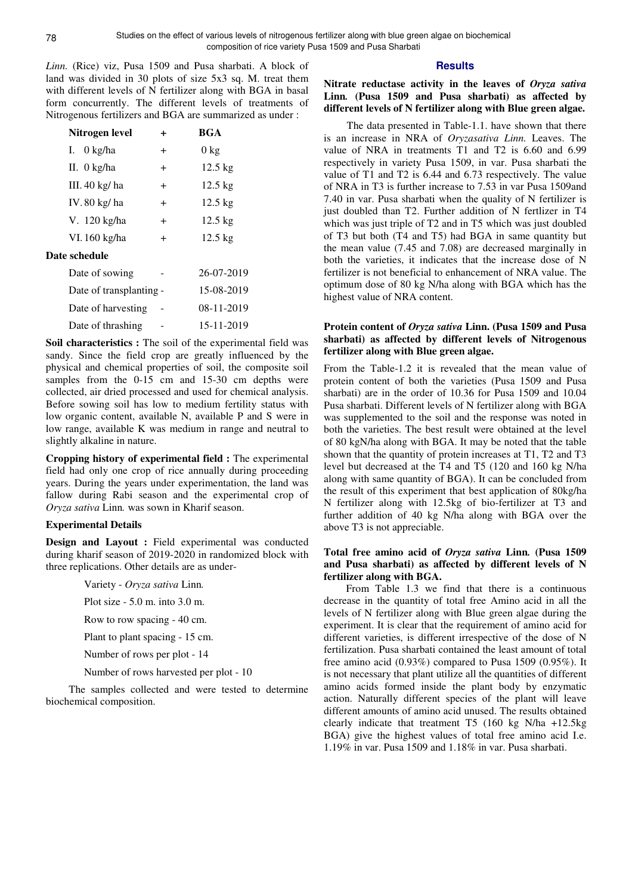*Linn.* (Rice) viz, Pusa 1509 and Pusa sharbati. A block of land was divided in 30 plots of size 5x3 sq. M. treat them with different levels of N fertilizer along with BGA in basal form concurrently. The different levels of treatments of Nitrogenous fertilizers and BGA are summarized as under :

| Nitrogen level | + | BGA |
|---|---|---|
| I. 0 kg/ha | + | 0 kg |
| II. 0 kg/ha | + | 12.5 kg |
| III. 40 kg/ ha | + | 12.5 kg |
| IV. 80 kg/ ha | + | 12.5 kg |
| V. 120 kg/ha | + | 12.5 kg |
| VI. 160 kg/ha | + | 12.5 kg |

**Date schedule**

| | | |
|---|---|---|
| Date of sowing | - | 26-07-2019 |
| Date of transplanting | - | 15-08-2019 |
| Date of harvesting | - | 08-11-2019 |
| Date of thrashing | - | 15-11-2019 |

**Soil characteristics :** The soil of the experimental field was sandy. Since the field crop are greatly influenced by the physical and chemical properties of soil, the composite soil samples from the 0-15 cm and 15-30 cm depths were collected, air dried processed and used for chemical analysis. Before sowing soil has low to medium fertility status with low organic content, available N, available P and S were in low range, available K was medium in range and neutral to slightly alkaline in nature.

**Cropping history of experimental field :** The experimental field had only one crop of rice annually during proceeding years. During the years under experimentation, the land was fallow during Rabi season and the experimental crop of *Oryza sativa* Linn*.* was sown in Kharif season.

**Experimental Details**

**Design and Layout :** Field experimental was conducted during kharif season of 2019-2020 in randomized block with three replications. Other details are as under-

Variety - *Oryza sativa* Linn*.*

Plot size - 5.0 m. into 3.0 m.

Row to row spacing - 40 cm.

Plant to plant spacing - 15 cm.

Number of rows per plot - 14

Number of rows harvested per plot - 10

The samples collected and were tested to determine biochemical composition.

## Results

**Nitrate reductase activity in the leaves of *Oryza sativa* Linn*.* (Pusa 1509 and Pusa sharbati) as affected by different levels of N fertilizer along with Blue green algae.**

The data presented in Table-1.1. have shown that there is an increase in NRA of *Oryzasativa Linn.* Leaves. The value of NRA in treatments T1 and T2 is 6.60 and 6.99 respectively in variety Pusa 1509, in var. Pusa sharbati the value of T1 and T2 is 6.44 and 6.73 respectively. The value of NRA in T3 is further increase to 7.53 in var Pusa 1509and 7.40 in var. Pusa sharbati when the quality of N fertilizer is just doubled than T2. Further addition of N fertlizer in T4 which was just triple of T2 and in T5 which was just doubled of T3 but both (T4 and T5) had BGA in same quantity but the mean value (7.45 and 7.08) are decreased marginally in both the varieties, it indicates that the increase dose of N fertilizer is not beneficial to enhancement of NRA value. The optimum dose of 80 kg N/ha along with BGA which has the highest value of NRA content.

**Protein content of *Oryza sativa* Linn. (Pusa 1509 and Pusa sharbati) as affected by different levels of Nitrogenous fertilizer along with Blue green algae.**

From the Table-1.2 it is revealed that the mean value of protein content of both the varieties (Pusa 1509 and Pusa sharbati) are in the order of 10.36 for Pusa 1509 and 10.04 Pusa sharbati. Different levels of N fertilizer along with BGA was supplemented to the soil and the response was noted in both the varieties. The best result were obtained at the level of 80 kgN/ha along with BGA. It may be noted that the table shown that the quantity of protein increases at T1, T2 and T3 level but decreased at the T4 and T5 (120 and 160 kg N/ha along with same quantity of BGA). It can be concluded from the result of this experiment that best application of 80kg/ha N fertilizer along with 12.5kg of bio-fertilizer at T3 and further addition of 40 kg N/ha along with BGA over the above T3 is not appreciable.

**Total free amino acid of *Oryza sativa* Linn*.* (Pusa 1509 and Pusa sharbati) as affected by different levels of N fertilizer along with BGA.**

From Table 1.3 we find that there is a continuous decrease in the quantity of total free Amino acid in all the levels of N fertilizer along with Blue green algae during the experiment. It is clear that the requirement of amino acid for different varieties, is different irrespective of the dose of N fertilization. Pusa sharbati contained the least amount of total free amino acid (0.93%) compared to Pusa 1509 (0.95%). It is not necessary that plant utilize all the quantities of different amino acids formed inside the plant body by enzymatic action. Naturally different species of the plant will leave different amounts of amino acid unused. The results obtained clearly indicate that treatment T5 (160 kg N/ha +12.5kg BGA) give the highest values of total free amino acid I.e. 1.19% in var. Pusa 1509 and 1.18% in var. Pusa sharbati.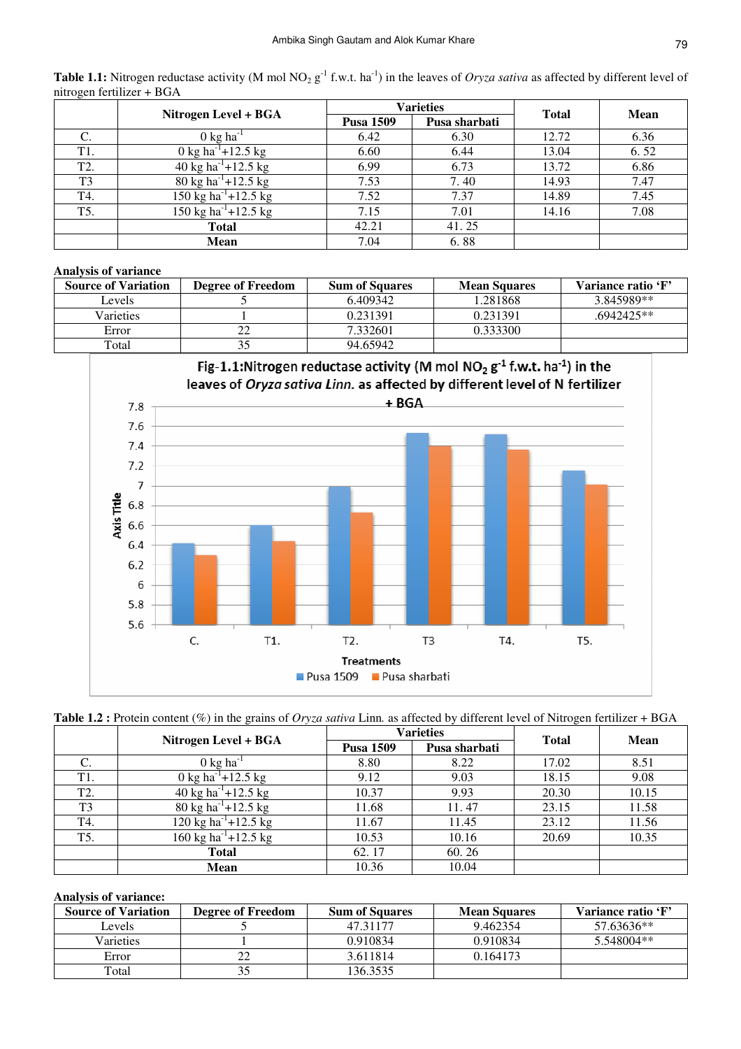**Table 1.1:** Nitrogen reductase activity (M mol $NO_2$ $g^{-1}$ f.w.t. $ha^{-1}$) in the leaves of *Oryza sativa* as affected by different level of nitrogen fertilizer + BGA

| | Nitrogen Level + BGA | Varieties | | Total | Mean |
|---|---|---|---|---|---|
| | | Pusa 1509 | Pusa sharbati | | |
| C. | 0 kg $ha^{-1}$ | 6.42 | 6.30 | 12.72 | 6.36 |
| T1. | 0 kg $ha^{-1}$+12.5 kg | 6.60 | 6.44 | 13.04 | 6. 52 |
| T2. | 40 kg $ha^{-1}$+12.5 kg | 6.99 | 6.73 | 13.72 | 6.86 |
| T3 | 80 kg $ha^{-1}$+12.5 kg | 7.53 | 7. 40 | 14.93 | 7.47 |
| T4. | 150 kg $ha^{-1}$+12.5 kg | 7.52 | 7.37 | 14.89 | 7.45 |
| T5. | 150 kg $ha^{-1}$+12.5 kg | 7.15 | 7.01 | 14.16 | 7.08 |
| | **Total** | 42.21 | 41. 25 | | |
| | **Mean** | 7.04 | 6. 88 | | |

**Analysis of variance**

| Source of Variation | Degree of Freedom | Sum of Squares | Mean Squares | Variance ratio 'F' |
|---|---|---|---|---|
| Levels | 5 | 6.409342 | 1.281868 | 3.845989** |
| Varieties | 1 | 0.231391 | 0.231391 | .6942425** |
| Error | 22 | 7.332601 | 0.333300 | |
| Total | 35 | 94.65942 | | |

**Fig-1.1:Nitrogen reductase activity (M mol $NO_2$ $g^{-1}$ f.w.t. $ha^{-1}$) in the leaves of *Oryza sativa Linn.* as affected by different level of N fertilizer + BGA**

**Table 1.2 :** Protein content (%) in the grains of *Oryza sativa* Linn. as affected by different level of Nitrogen fertilizer + BGA

| | Nitrogen Level + BGA | Varieties | | Total | Mean |
|---|---|---|---|---|---|
| | | Pusa 1509 | Pusa sharbati | | |
| C. | 0 kg $ha^{-1}$ | 8.80 | 8.22 | 17.02 | 8.51 |
| T1. | 0 kg $ha^{-1}$+12.5 kg | 9.12 | 9.03 | 18.15 | 9.08 |
| T2. | 40 kg $ha^{-1}$+12.5 kg | 10.37 | 9.93 | 20.30 | 10.15 |
| T3 | 80 kg $ha^{-1}$+12.5 kg | 11.68 | 11. 47 | 23.15 | 11.58 |
| T4. | 120 kg $ha^{-1}$+12.5 kg | 11.67 | 11.45 | 23.12 | 11.56 |
| T5. | 160 kg $ha^{-1}$+12.5 kg | 10.53 | 10.16 | 20.69 | 10.35 |
| | **Total** | 62. 17 | 60. 26 | | |
| | **Mean** | 10.36 | 10.04 | | |

**Analysis of variance:**

| Source of Variation | Degree of Freedom | Sum of Squares | Mean Squares | Variance ratio 'F' |
|---|---|---|---|---|
| Levels | 5 | 47.31177 | 9.462354 | 57.63636** |
| Varieties | 1 | 0.910834 | 0.910834 | 5.548004** |
| Error | 22 | 3.611814 | 0.164173 | |
| Total | 35 | 136.3535 | | |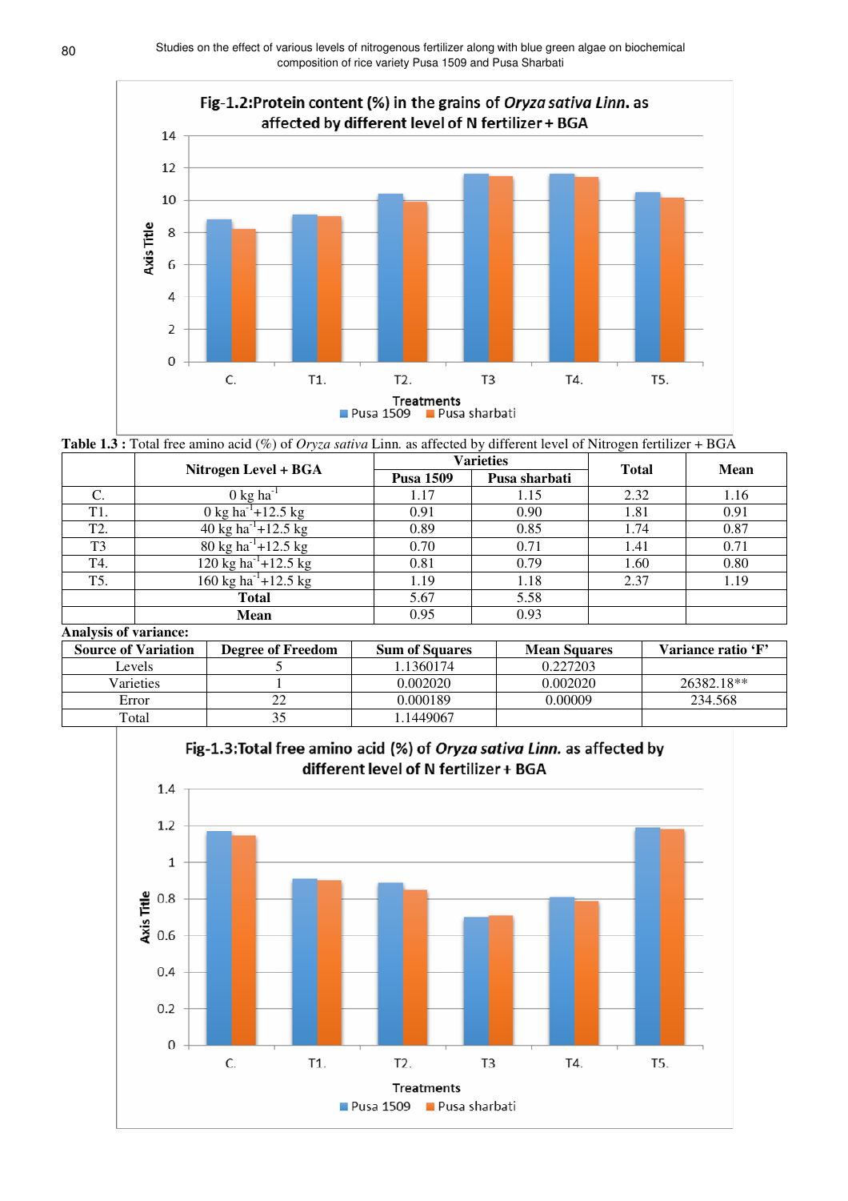**Fig-1.2:Protein content (%) in the grains of *Oryza sativa Linn.* as affected by different level of N fertilizer + BGA**

**Table 1.3 :** Total free amino acid (%) of *Oryza sativa* Linn. as affected by different level of Nitrogen fertilizer + BGA

| | Nitrogen Level + BGA | Varieties | | Total | Mean |
|---|---|---|---|---|---|
| | | Pusa 1509 | Pusa sharbati | | |
| C. | 0 kg $ha^{-1}$ | 1.17 | 1.15 | 2.32 | 1.16 |
| T1. | 0 kg $ha^{-1}$+12.5 kg | 0.91 | 0.90 | 1.81 | 0.91 |
| T2. | 40 kg $ha^{-1}$+12.5 kg | 0.89 | 0.85 | 1.74 | 0.87 |
| T3 | 80 kg $ha^{-1}$+12.5 kg | 0.70 | 0.71 | 1.41 | 0.71 |
| T4. | 120 kg $ha^{-1}$+12.5 kg | 0.81 | 0.79 | 1.60 | 0.80 |
| T5. | 160 kg $ha^{-1}$+12.5 kg | 1.19 | 1.18 | 2.37 | 1.19 |
| | **Total** | 5.67 | 5.58 | | |
| | **Mean** | 0.95 | 0.93 | | |

**Analysis of variance:**

| Source of Variation | Degree of Freedom | Sum of Squares | Mean Squares | Variance ratio 'F' |
|---|---|---|---|---|
| Levels | 5 | 1.1360174 | 0.227203 | |
| Varieties | 1 | 0.002020 | 0.002020 | 26382.18** |
| Error | 22 | 0.000189 | 0.00009 | 234.568 |
| Total | 35 | 1.1449067 | | |

**Fig-1.3:Total free amino acid (%) of *Oryza sativa Linn.* as affected by different level of N fertilizer + BGA**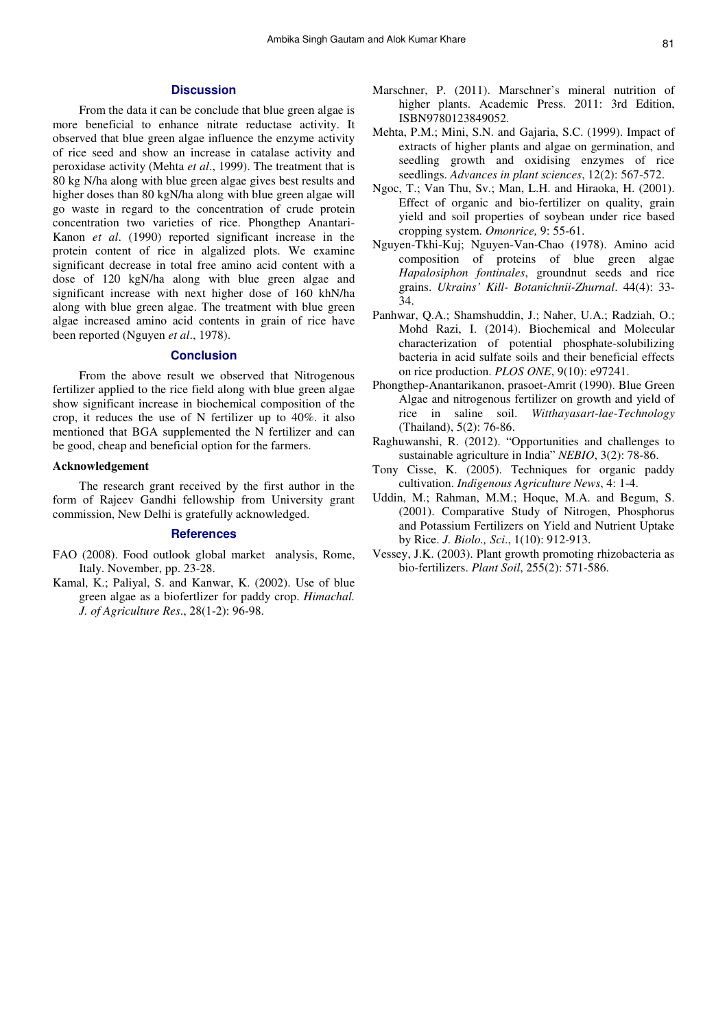## Discussion

From the data it can be conclude that blue green algae is more beneficial to enhance nitrate reductase activity. It observed that blue green algae influence the enzyme activity of rice seed and show an increase in catalase activity and peroxidase activity (Mehta *et al*., 1999). The treatment that is 80 kg N/ha along with blue green algae gives best results and higher doses than 80 kgN/ha along with blue green algae will go waste in regard to the concentration of crude protein concentration two varieties of rice. Phongthep Anantari-Kanon *et al*. (1990) reported significant increase in the protein content of rice in algalized plots. We examine significant decrease in total free amino acid content with a dose of 120 kgN/ha along with blue green algae and significant increase with next higher dose of 160 khN/ha along with blue green algae. The treatment with blue green algae increased amino acid contents in grain of rice have been reported (Nguyen *et al*., 1978).

## Conclusion

From the above result we observed that Nitrogenous fertilizer applied to the rice field along with blue green algae show significant increase in biochemical composition of the crop, it reduces the use of N fertilizer up to 40%. it also mentioned that BGA supplemented the N fertilizer and can be good, cheap and beneficial option for the farmers.

### Acknowledgement

The research grant received by the first author in the form of Rajeev Gandhi fellowship from University grant commission, New Delhi is gratefully acknowledged.

## References

FAO (2008). Food outlook global market analysis, Rome, Italy. November, pp. 23-28.

Kamal, K.; Paliyal, S. and Kanwar, K. (2002). Use of blue green algae as a biofertlizer for paddy crop. *Himachal. J. of Agriculture Res*., 28(1-2): 96-98.

Marschner, P. (2011). Marschner's mineral nutrition of higher plants. Academic Press. 2011: 3rd Edition, ISBN9780123849052.

Mehta, P.M.; Mini, S.N. and Gajaria, S.C. (1999). Impact of extracts of higher plants and algae on germination, and seedling growth and oxidising enzymes of rice seedlings. *Advances in plant sciences*, 12(2): 567-572.

Ngoc, T.; Van Thu, Sv.; Man, L.H. and Hiraoka, H. (2001). Effect of organic and bio-fertilizer on quality, grain yield and soil properties of soybean under rice based cropping system. *Omonrice,* 9: 55-61.

Nguyen-Tkhi-Kuj; Nguyen-Van-Chao (1978). Amino acid composition of proteins of blue green algae *Hapalosiphon fontinales*, groundnut seeds and rice grains. *Ukrains' Kill- Botanichnii-Zhurnal*. 44(4): 33-34.

Panhwar, Q.A.; Shamshuddin, J.; Naher, U.A.; Radziah, O.; Mohd Razi, I. (2014). Biochemical and Molecular characterization of potential phosphate-solubilizing bacteria in acid sulfate soils and their beneficial effects on rice production. *PLOS ONE*, 9(10): e97241.

Phongthep-Anantarikanon, prasoet-Amrit (1990). Blue Green Algae and nitrogenous fertilizer on growth and yield of rice in saline soil. *Witthayasart-lae-Technology* (Thailand), 5(2): 76-86.

Raghuwanshi, R. (2012). "Opportunities and challenges to sustainable agriculture in India" *NEBIO*, 3(2): 78-86.

Tony Cisse, K. (2005). Techniques for organic paddy cultivation. *Indigenous Agriculture News*, 4: 1-4.

Uddin, M.; Rahman, M.M.; Hoque, M.A. and Begum, S. (2001). Comparative Study of Nitrogen, Phosphorus and Potassium Fertilizers on Yield and Nutrient Uptake by Rice. *J. Biolo., Sci*., 1(10): 912-913.

Vessey, J.K. (2003). Plant growth promoting rhizobacteria as bio-fertilizers. *Plant Soil*, 255(2): 571-586.